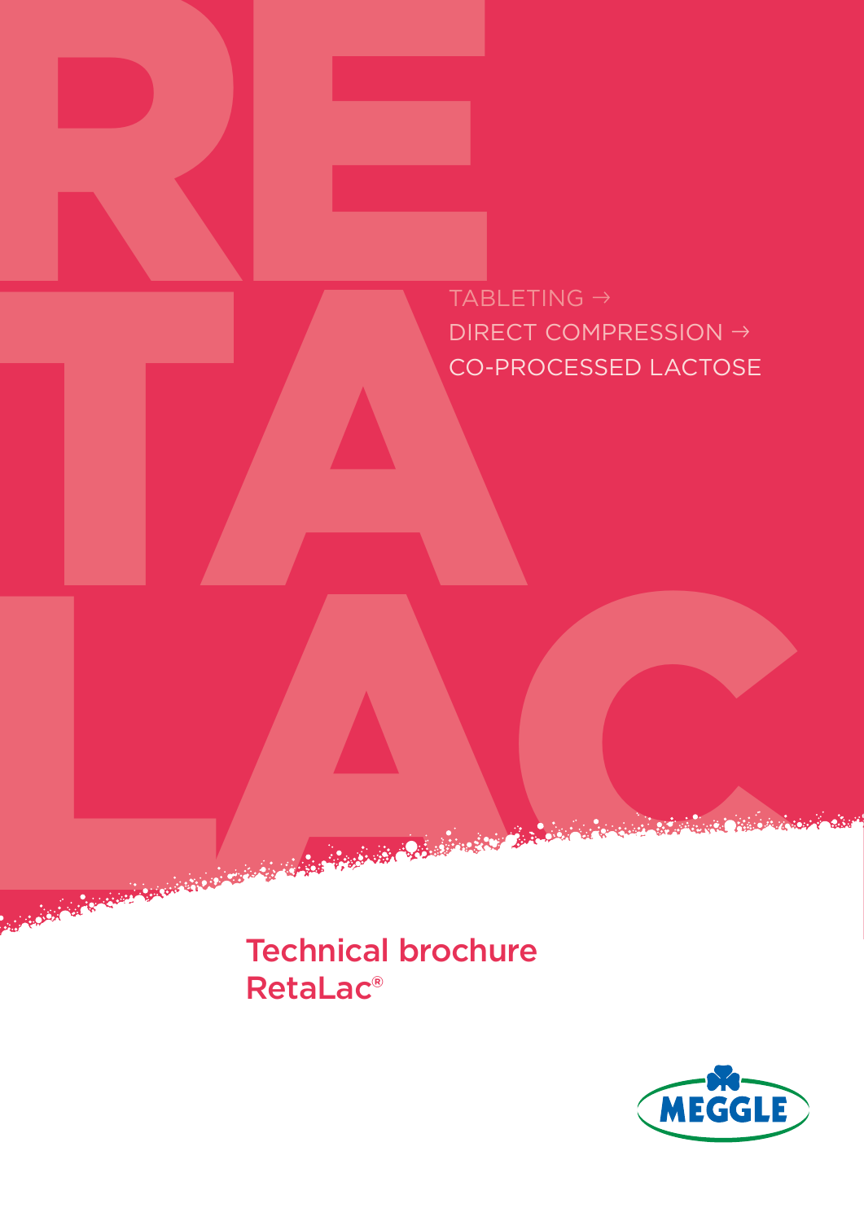TABLETING →
DIRECT COMPRESSION →
CO-PROCESSED LACTOSE

# Technical brochure RetaLac®

MEGGLE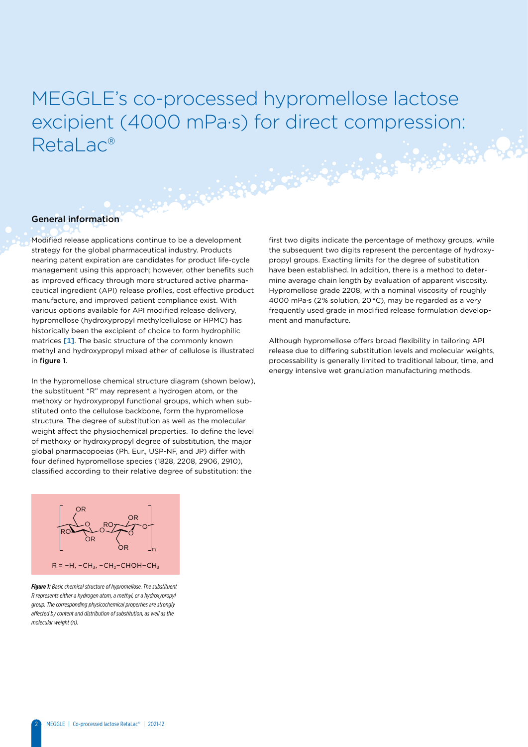# MEGGLE's co-processed hypromellose lactose excipient (4000 mPa·s) for direct compression: RetaLac®

## General information

Modified release applications continue to be a development strategy for the global pharmaceutical industry. Products nearing patent expiration are candidates for product life-cycle management using this approach; however, other benefits such as improved efficacy through more structured active pharmaceutical ingredient (API) release profiles, cost effective product manufacture, and improved patient compliance exist. With various options available for API modified release delivery, hypromellose (hydroxypropyl methylcellulose or HPMC) has historically been the excipient of choice to form hydrophilic matrices [1]. The basic structure of the commonly known methyl and hydroxypropyl mixed ether of cellulose is illustrated in **figure 1**.

In the hypromellose chemical structure diagram (shown below), the substituent "R" may represent a hydrogen atom, or the methoxy or hydroxypropyl functional groups, which when substituted onto the cellulose backbone, form the hypromellose structure. The degree of substitution as well as the molecular weight affect the physiochemical properties. To define the level of methoxy or hydroxypropyl degree of substitution, the major global pharmacopoeias (Ph. Eur., USP-NF, and JP) differ with four defined hypromellose species (1828, 2208, 2906, 2910), classified according to their relative degree of substitution: the first two digits indicate the percentage of methoxy groups, while the subsequent two digits represent the percentage of hydroxypropyl groups. Exacting limits for the degree of substitution have been established. In addition, there is a method to determine average chain length by evaluation of apparent viscosity. Hypromellose grade 2208, with a nominal viscosity of roughly 4000 mPa·s (2% solution, 20 °C), may be regarded as a very frequently used grade in modified release formulation development and manufacture.

Although hypromellose offers broad flexibility in tailoring API release due to differing substitution levels and molecular weights, processability is generally limited to traditional labour, time, and energy intensive wet granulation manufacturing methods.

R = $-H$, $-CH_3$, $-CH_2-CHOH-CH_3$

***Figure 1:*** *Basic chemical structure of hypromellose. The substituent R represents either a hydrogen atom, a methyl, or a hydroxypropyl group. The corresponding physicochemical properties are strongly affected by content and distribution of substitution, as well as the molecular weight (n).*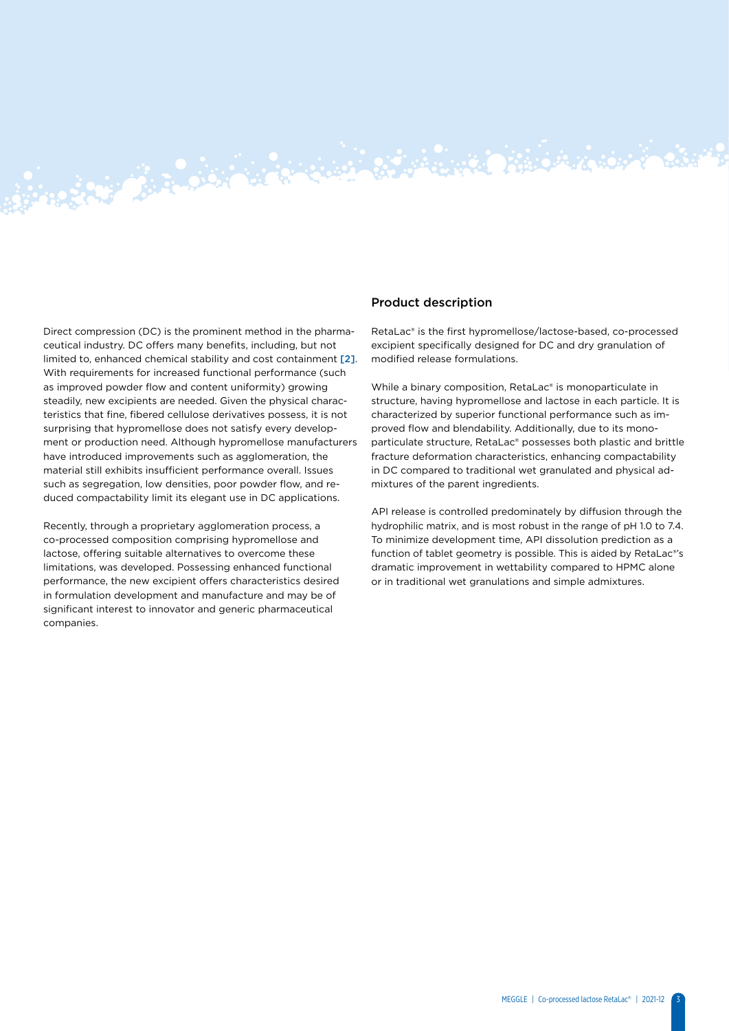Direct compression (DC) is the prominent method in the pharmaceutical industry. DC offers many benefits, including, but not limited to, enhanced chemical stability and cost containment [2]. With requirements for increased functional performance (such as improved powder flow and content uniformity) growing steadily, new excipients are needed. Given the physical characteristics that fine, fibered cellulose derivatives possess, it is not surprising that hypromellose does not satisfy every development or production need. Although hypromellose manufacturers have introduced improvements such as agglomeration, the material still exhibits insufficient performance overall. Issues such as segregation, low densities, poor powder flow, and reduced compactability limit its elegant use in DC applications.

Recently, through a proprietary agglomeration process, a co-processed composition comprising hypromellose and lactose, offering suitable alternatives to overcome these limitations, was developed. Possessing enhanced functional performance, the new excipient offers characteristics desired in formulation development and manufacture and may be of significant interest to innovator and generic pharmaceutical companies.

## Product description

RetaLac® is the first hypromellose/lactose-based, co-processed excipient specifically designed for DC and dry granulation of modified release formulations.

While a binary composition, RetaLac® is monoparticulate in structure, having hypromellose and lactose in each particle. It is characterized by superior functional performance such as improved flow and blendability. Additionally, due to its monoparticulate structure, RetaLac® possesses both plastic and brittle fracture deformation characteristics, enhancing compactability in DC compared to traditional wet granulated and physical admixtures of the parent ingredients.

API release is controlled predominately by diffusion through the hydrophilic matrix, and is most robust in the range of pH 1.0 to 7.4. To minimize development time, API dissolution prediction as a function of tablet geometry is possible. This is aided by RetaLac®'s dramatic improvement in wettability compared to HPMC alone or in traditional wet granulations and simple admixtures.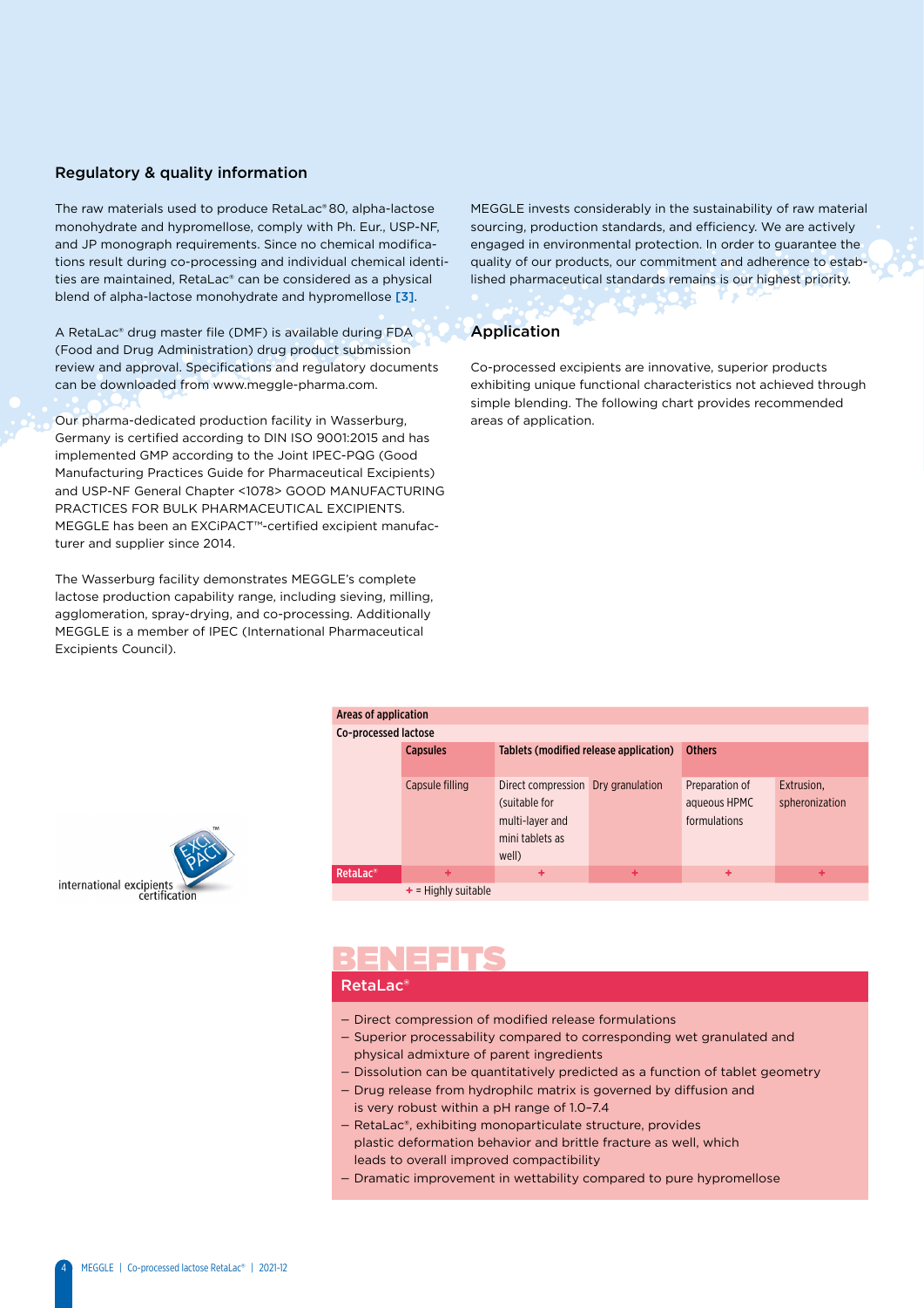## Regulatory & quality information

The raw materials used to produce RetaLac® 80, alpha-lactose monohydrate and hypromellose, comply with Ph. Eur., USP-NF, and JP monograph requirements. Since no chemical modifications result during co-processing and individual chemical identities are maintained, RetaLac® can be considered as a physical blend of alpha-lactose monohydrate and hypromellose [3].

A RetaLac® drug master file (DMF) is available during FDA (Food and Drug Administration) drug product submission review and approval. Specifications and regulatory documents can be downloaded from www.meggle-pharma.com.

Our pharma-dedicated production facility in Wasserburg, Germany is certified according to DIN ISO 9001:2015 and has implemented GMP according to the Joint IPEC-PQG (Good Manufacturing Practices Guide for Pharmaceutical Excipients) and USP-NF General Chapter <1078> GOOD MANUFACTURING PRACTICES FOR BULK PHARMACEUTICAL EXCIPIENTS. MEGGLE has been an EXCiPACT™-certified excipient manufacturer and supplier since 2014.

The Wasserburg facility demonstrates MEGGLE's complete lactose production capability range, including sieving, milling, agglomeration, spray-drying, and co-processing. Additionally MEGGLE is a member of IPEC (International Pharmaceutical Excipients Council).

MEGGLE invests considerably in the sustainability of raw material sourcing, production standards, and efficiency. We are actively engaged in environmental protection. In order to guarantee the quality of our products, our commitment and adherence to established pharmaceutical standards remains is our highest priority.

## Application

Co-processed excipients are innovative, superior products exhibiting unique functional characteristics not achieved through simple blending. The following chart provides recommended areas of application.

EXCiPACT™ international excipients certification

| Areas of application | | | | | |
|---|---|---|---|---|---|
| Co-processed lactose | Capsules | Tablets (modified release application) | | Others | |
| | Capsule filling | Direct compression (suitable for multi-layer and mini tablets as well) | Dry granulation | Preparation of aqueous HPMC formulations | Extrusion, spheronization |
| RetaLac® | + | + | + | + | + |

+ = Highly suitable

## BENEFITS

### RetaLac®

- Direct compression of modified release formulations
- Superior processability compared to corresponding wet granulated and physical admixture of parent ingredients
- Dissolution can be quantitatively predicted as a function of tablet geometry
- Drug release from hydrophilc matrix is governed by diffusion and is very robust within a pH range of 1.0–7.4
- RetaLac®, exhibiting monoparticulate structure, provides plastic deformation behavior and brittle fracture as well, which leads to overall improved compactibility
- Dramatic improvement in wettability compared to pure hypromellose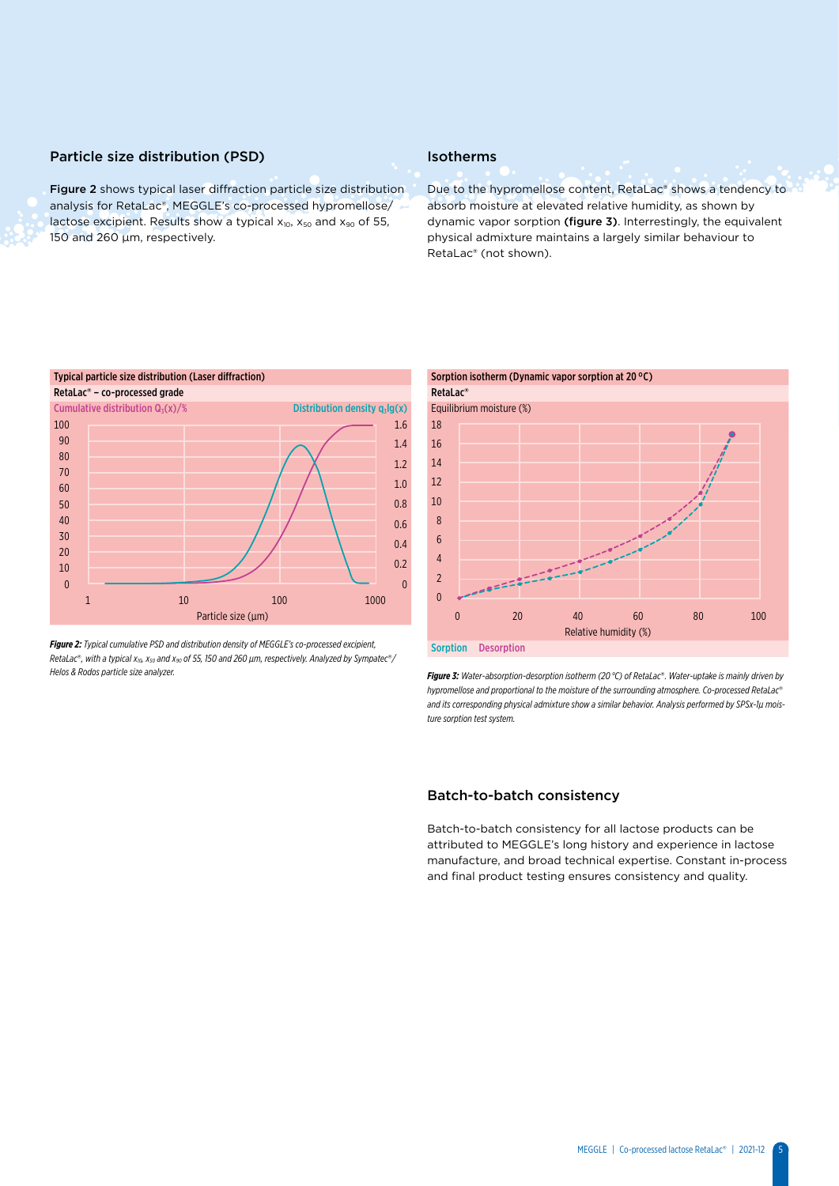## Particle size distribution (PSD)

**Figure 2** shows typical laser diffraction particle size distribution analysis for RetaLac®, MEGGLE's co-processed hypromellose/lactose excipient. Results show a typical $x_{10}$, $x_{50}$ and $x_{90}$ of 55, 150 and 260 µm, respectively.

Typical particle size distribution (Laser diffraction)

RetaLac® – co-processed grade

*Figure 2: Typical cumulative PSD and distribution density of MEGGLE's co-processed excipient, RetaLac®, with a typical $x_{10}$, $x_{50}$ and $x_{90}$ of 55, 150 and 260 µm, respectively. Analyzed by Sympatec®/Helos & Rodos particle size analyzer.*

## Isotherms

Due to the hypromellose content, RetaLac® shows a tendency to absorb moisture at elevated relative humidity, as shown by dynamic vapor sorption **(figure 3)**. Interestingly, the equivalent physical admixture maintains a largely similar behaviour to RetaLac® (not shown).

Sorption isotherm (Dynamic vapor sorption at 20 °C)

RetaLac®

*Figure 3: Water-absorption-desorption isotherm (20 °C) of RetaLac®. Water-uptake is mainly driven by hypromellose and proportional to the moisture of the surrounding atmosphere. Co-processed RetaLac® and its corresponding physical admixture show a similar behavior. Analysis performed by SPSx-1µ moisture sorption test system.*

## Batch-to-batch consistency

Batch-to-batch consistency for all lactose products can be attributed to MEGGLE's long history and experience in lactose manufacture, and broad technical expertise. Constant in-process and final product testing ensures consistency and quality.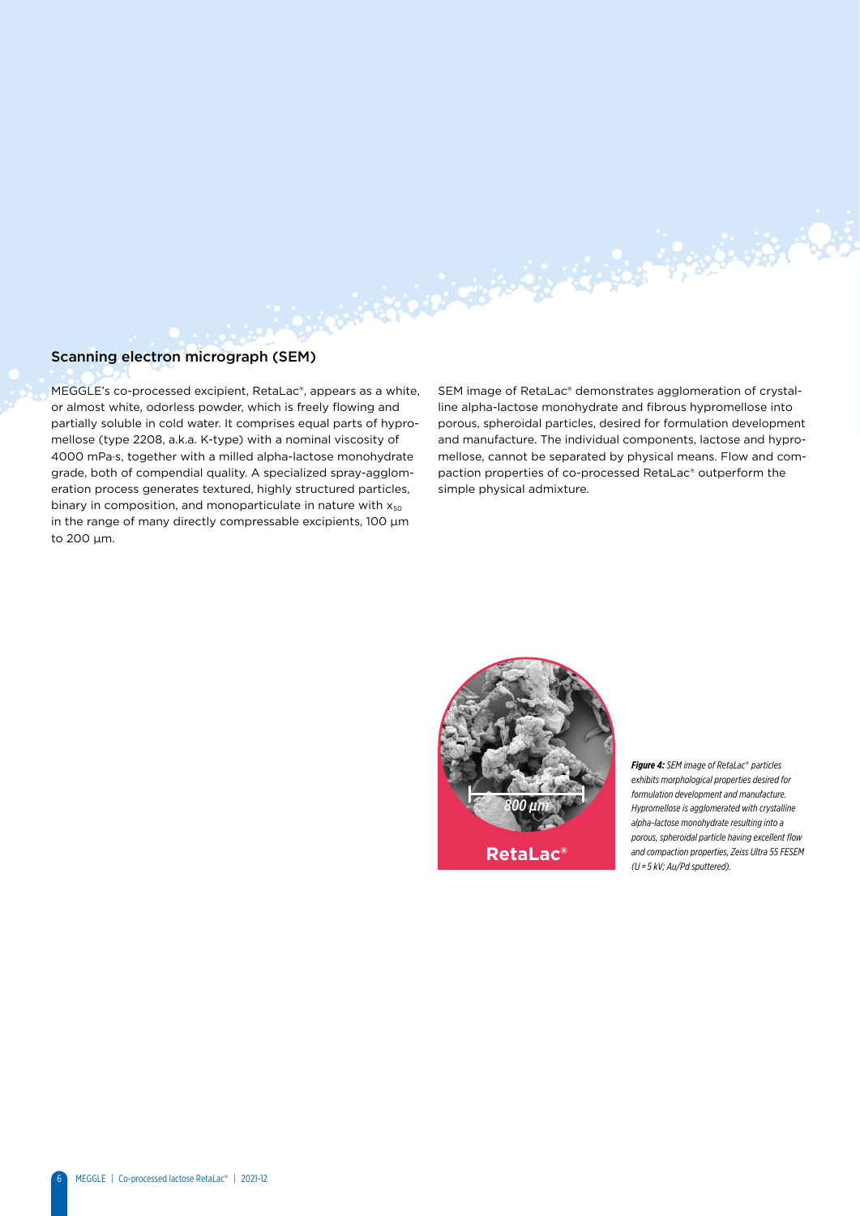## Scanning electron micrograph (SEM)

MEGGLE's co-processed excipient, RetaLac®, appears as a white, or almost white, odorless powder, which is freely flowing and partially soluble in cold water. It comprises equal parts of hypromellose (type 2208, a.k.a. K-type) with a nominal viscosity of 4000 mPa·s, together with a milled alpha-lactose monohydrate grade, both of compendial quality. A specialized spray-agglomeration process generates textured, highly structured particles, binary in composition, and monoparticulate in nature with $x_{50}$ in the range of many directly compressable excipients, 100 µm to 200 µm.

SEM image of RetaLac® demonstrates agglomeration of crystalline alpha-lactose monohydrate and fibrous hypromellose into porous, spheroidal particles, desired for formulation development and manufacture. The individual components, lactose and hypromellose, cannot be separated by physical means. Flow and compaction properties of co-processed RetaLac® outperform the simple physical admixture.

800 µm

RetaLac®

***Figure 4:*** *SEM image of RetaLac® particles exhibits morphological properties desired for formulation development and manufacture. Hypromellose is agglomerated with crystalline alpha-lactose monohydrate resulting into a porous, spheroidal particle having excellent flow and compaction properties, Zeiss Ultra 55 FESEM (U = 5 kV; Au/Pd sputtered).*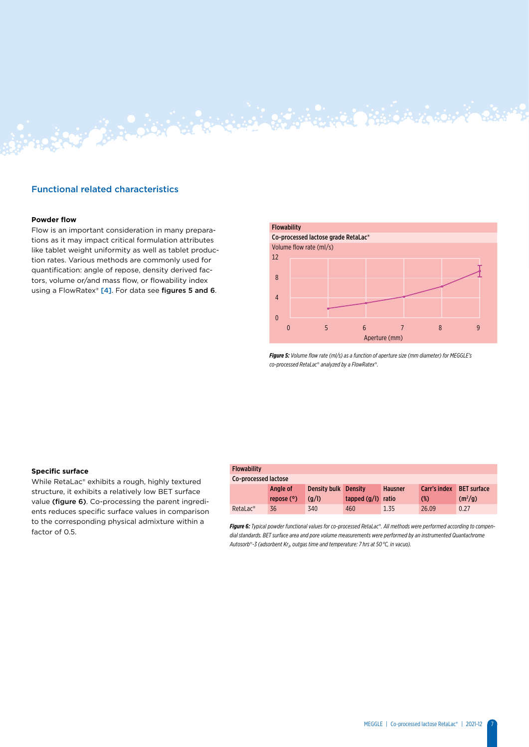## Functional related characteristics

### Powder flow

Flow is an important consideration in many preparations as it may impact critical formulation attributes like tablet weight uniformity as well as tablet production rates. Various methods are commonly used for quantification: angle of repose, density derived factors, volume or/and mass flow, or flowability index using a FlowRatex® [4]. For data see **figures 5 and 6**.

**Flowability**

**Co-processed lactose grade RetaLac®**

*Figure 5: Volume flow rate (ml/s) as a function of aperture size (mm diameter) for MEGGLE's co-processed RetaLac® analyzed by a FlowRatex®.*

### Specific surface

While RetaLac® exhibits a rough, highly textured structure, it exhibits a relatively low BET surface value **(figure 6)**. Co-processing the parent ingredients reduces specific surface values in comparison to the corresponding physical admixture within a factor of 0.5.

**Flowability**

**Co-processed lactose**

| | Angle of repose (°) | Density bulk (g/l) | Density tapped (g/l) | Hausner ratio | Carr's index (%) | BET surface ($m^2/g$) |
|---|---|---|---|---|---|---|
| RetaLac® | 36 | 340 | 460 | 1.35 | 26.09 | 0.27 |

*Figure 6: Typical powder functional values for co-processed RetaLac®. All methods were performed according to compendial standards. BET surface area and pore volume measurements were performed by an instrumented Quantachrome Autosorb®-3 (adsorbent $Kr_2$, outgas time and temperature: 7 hrs at 50 °C, in vacuo).*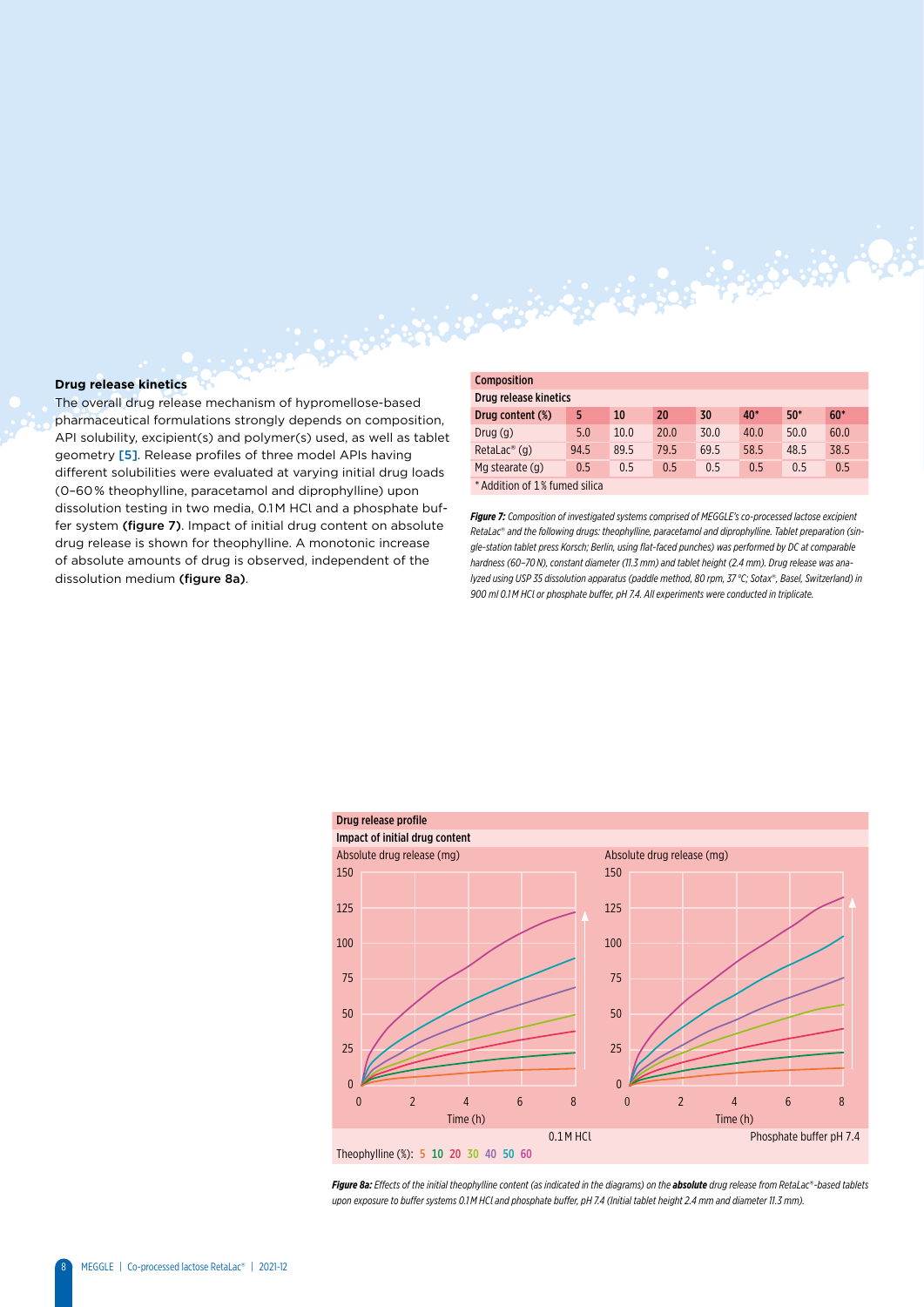### Drug release kinetics

The overall drug release mechanism of hypromellose-based pharmaceutical formulations strongly depends on composition, API solubility, excipient(s) and polymer(s) used, as well as tablet geometry [5]. Release profiles of three model APIs having different solubilities were evaluated at varying initial drug loads (0–60 % theophylline, paracetamol and diprophylline) upon dissolution testing in two media, 0.1 M HCl and a phosphate buffer system **(figure 7)**. Impact of initial drug content on absolute drug release is shown for theophylline. A monotonic increase of absolute amounts of drug is observed, independent of the dissolution medium **(figure 8a)**.

| Composition | | | | | | | |
|---|---|---|---|---|---|---|---|
| **Drug release kinetics** | | | | | | | |
| **Drug content (%)** | **5** | **10** | **20** | **30** | **40*** | **50*** | **60*** |
| Drug (g) | 5.0 | 10.0 | 20.0 | 30.0 | 40.0 | 50.0 | 60.0 |
| RetaLac® (g) | 94.5 | 89.5 | 79.5 | 69.5 | 58.5 | 48.5 | 38.5 |
| Mg stearate (g) | 0.5 | 0.5 | 0.5 | 0.5 | 0.5 | 0.5 | 0.5 |

\* Addition of 1 % fumed silica

***Figure 7:*** *Composition of investigated systems comprised of MEGGLE's co-processed lactose excipient RetaLac® and the following drugs: theophylline, paracetamol and diprophylline. Tablet preparation (single-station tablet press Korsch; Berlin, using flat-faced punches) was performed by DC at comparable hardness (60–70 N), constant diameter (11.3 mm) and tablet height (2.4 mm). Drug release was analyzed using USP 35 dissolution apparatus (paddle method, 80 rpm, 37 °C; Sotax®, Basel, Switzerland) in 900 ml 0.1 M HCl or phosphate buffer, pH 7.4. All experiments were conducted in triplicate.*

**Drug release profile**

**Impact of initial drug content**

[Two line charts: Absolute drug release (mg) (0–150) vs. Time (h) (0–8), left panel: 0.1 M HCl; right panel: Phosphate buffer pH 7.4. Theophylline (%): 5, 10, 20, 30, 40, 50, 60]

***Figure 8a:*** *Effects of the initial theophylline content (as indicated in the diagrams) on the* ***absolute*** *drug release from RetaLac®-based tablets upon exposure to buffer systems 0.1 M HCl and phosphate buffer, pH 7.4 (Initial tablet height 2.4 mm and diameter 11.3 mm).*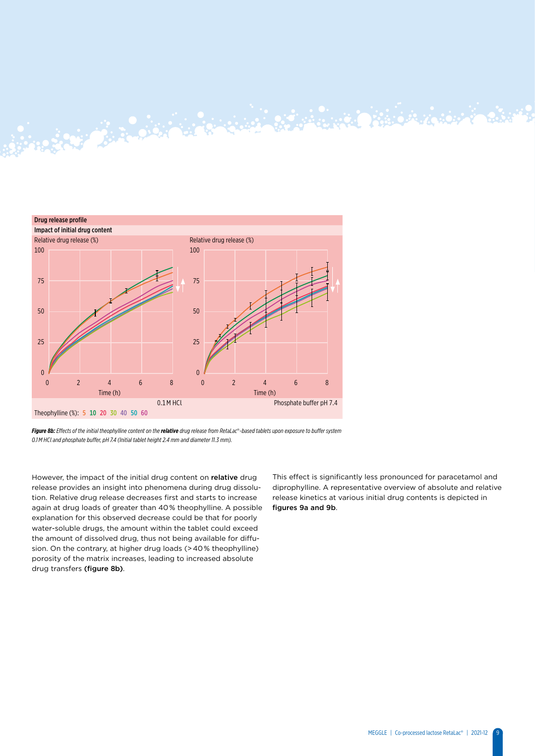Drug release profile

Impact of initial drug content

Relative drug release (%) — 0.1 M HCl | Relative drug release (%) — Phosphate buffer pH 7.4

Time (h)

Theophylline (%): 5 10 20 30 40 50 60

***Figure 8b:*** *Effects of the initial theophylline content on the* ***relative*** *drug release from RetaLac®-based tablets upon exposure to buffer system 0.1 M HCl and phosphate buffer, pH 7.4 (Initial tablet height 2.4 mm and diameter 11.3 mm).*

However, the impact of the initial drug content on **relative** drug release provides an insight into phenomena during drug dissolution. Relative drug release decreases first and starts to increase again at drug loads of greater than 40 % theophylline. A possible explanation for this observed decrease could be that for poorly water-soluble drugs, the amount within the tablet could exceed the amount of dissolved drug, thus not being available for diffusion. On the contrary, at higher drug loads (> 40 % theophylline) porosity of the matrix increases, leading to increased absolute drug transfers **(figure 8b)**.

This effect is significantly less pronounced for paracetamol and diprophylline. A representative overview of absolute and relative release kinetics at various initial drug contents is depicted in **figures 9a and 9b**.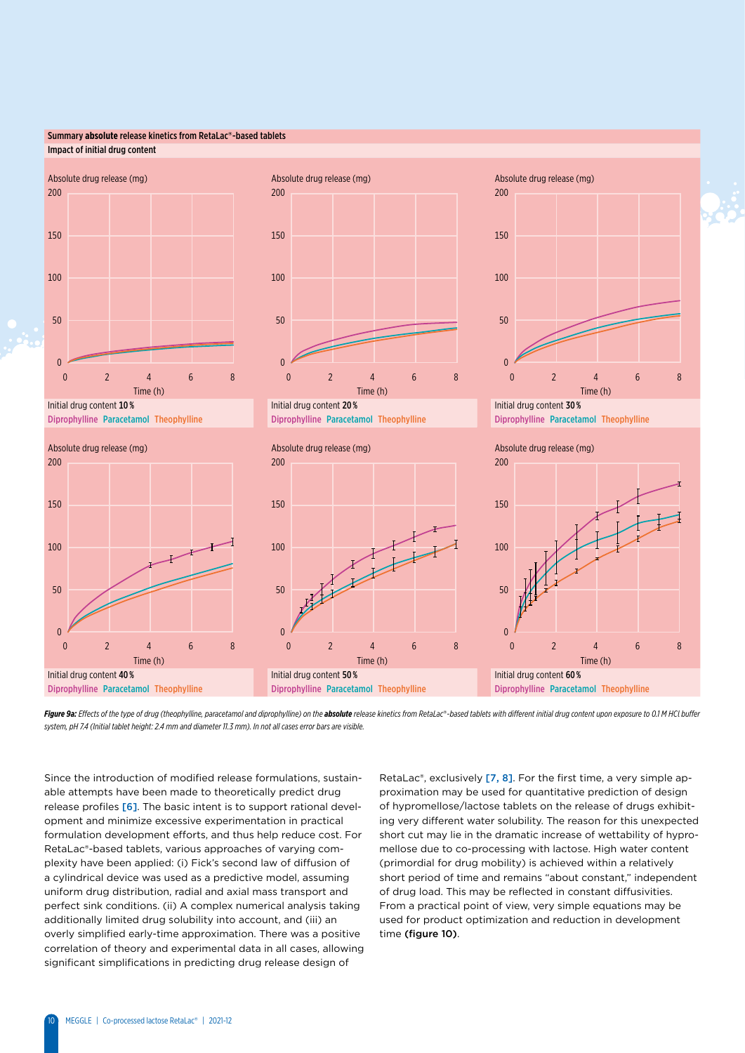**Summary absolute release kinetics from RetaLac®-based tablets**

**Impact of initial drug content**

Initial drug content **10 %**
Diprophylline Paracetamol Theophylline

Initial drug content **20 %**
Diprophylline Paracetamol Theophylline

Initial drug content **30 %**
Diprophylline Paracetamol Theophylline

Initial drug content **40 %**
Diprophylline Paracetamol Theophylline

Initial drug content **50 %**
Diprophylline Paracetamol Theophylline

Initial drug content **60 %**
Diprophylline Paracetamol Theophylline

***Figure 9a:*** *Effects of the type of drug (theophylline, paracetamol and diprophylline) on the* ***absolute*** *release kinetics from RetaLac®-based tablets with different initial drug content upon exposure to 0.1 M HCl buffer system, pH 7.4 (Initial tablet height: 2.4 mm and diameter 11.3 mm). In not all cases error bars are visible.*

Since the introduction of modified release formulations, sustainable attempts have been made to theoretically predict drug release profiles [6]. The basic intent is to support rational development and minimize excessive experimentation in practical formulation development efforts, and thus help reduce cost. For RetaLac®-based tablets, various approaches of varying complexity have been applied: (i) Fick's second law of diffusion of a cylindrical device was used as a predictive model, assuming uniform drug distribution, radial and axial mass transport and perfect sink conditions. (ii) A complex numerical analysis taking additionally limited drug solubility into account, and (iii) an overly simplified early-time approximation. There was a positive correlation of theory and experimental data in all cases, allowing significant simplifications in predicting drug release design of RetaLac®, exclusively [7, 8]. For the first time, a very simple approximation may be used for quantitative prediction of design of hypromellose/lactose tablets on the release of drugs exhibiting very different water solubility. The reason for this unexpected short cut may lie in the dramatic increase of wettability of hypromellose due to co-processing with lactose. High water content (primordial for drug mobility) is achieved within a relatively short period of time and remains "about constant," independent of drug load. This may be reflected in constant diffusivities. From a practical point of view, very simple equations may be used for product optimization and reduction in development time **(figure 10)**.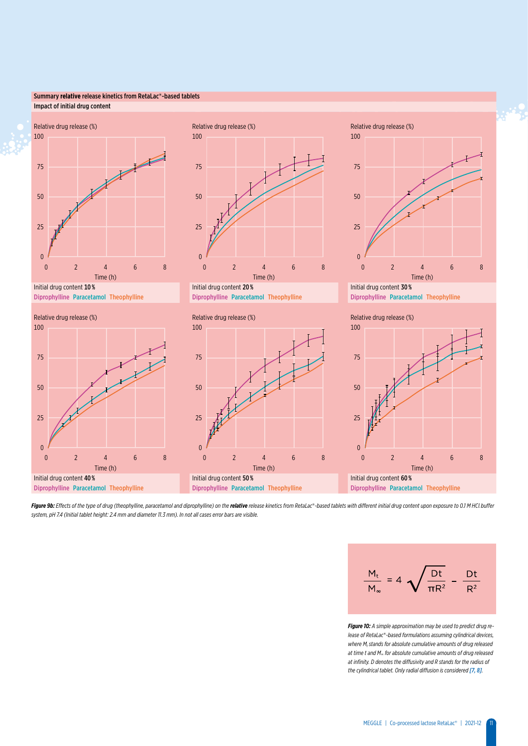**Summary relative release kinetics from RetaLac®-based tablets**

Impact of initial drug content

Relative drug release (%)

Time (h)

Initial drug content 10 %

Diprophylline Paracetamol Theophylline

Relative drug release (%)

Time (h)

Initial drug content 20 %

Diprophylline Paracetamol Theophylline

Relative drug release (%)

Time (h)

Initial drug content 30 %

Diprophylline Paracetamol Theophylline

Relative drug release (%)

Time (h)

Initial drug content 40 %

Diprophylline Paracetamol Theophylline

Relative drug release (%)

Time (h)

Initial drug content 50 %

Diprophylline Paracetamol Theophylline

Relative drug release (%)

Time (h)

Initial drug content 60 %

Diprophylline Paracetamol Theophylline

***Figure 9b:*** *Effects of the type of drug (theophylline, paracetamol and diprophylline) on the* ***relative*** *release kinetics from RetaLac®-based tablets with different initial drug content upon exposure to 0.1 M HCl buffer system, pH 7.4 (Initial tablet height: 2.4 mm and diameter 11.3 mm). In not all cases error bars are visible.*

$$\frac{M_t}{M_\infty} = 4\sqrt{\frac{Dt}{\pi R^2}} - \frac{Dt}{R^2}$$

***Figure 10:*** *A simple approximation may be used to predict drug release of RetaLac®-based formulations assuming cylindrical devices, where $M_t$ stands for absolute cumulative amounts of drug released at time t and $M_\infty$ for absolute cumulative amounts of drug released at infinity. D denotes the diffusivity and R stands for the radius of the cylindrical tablet. Only radial diffusion is considered [7, 8].*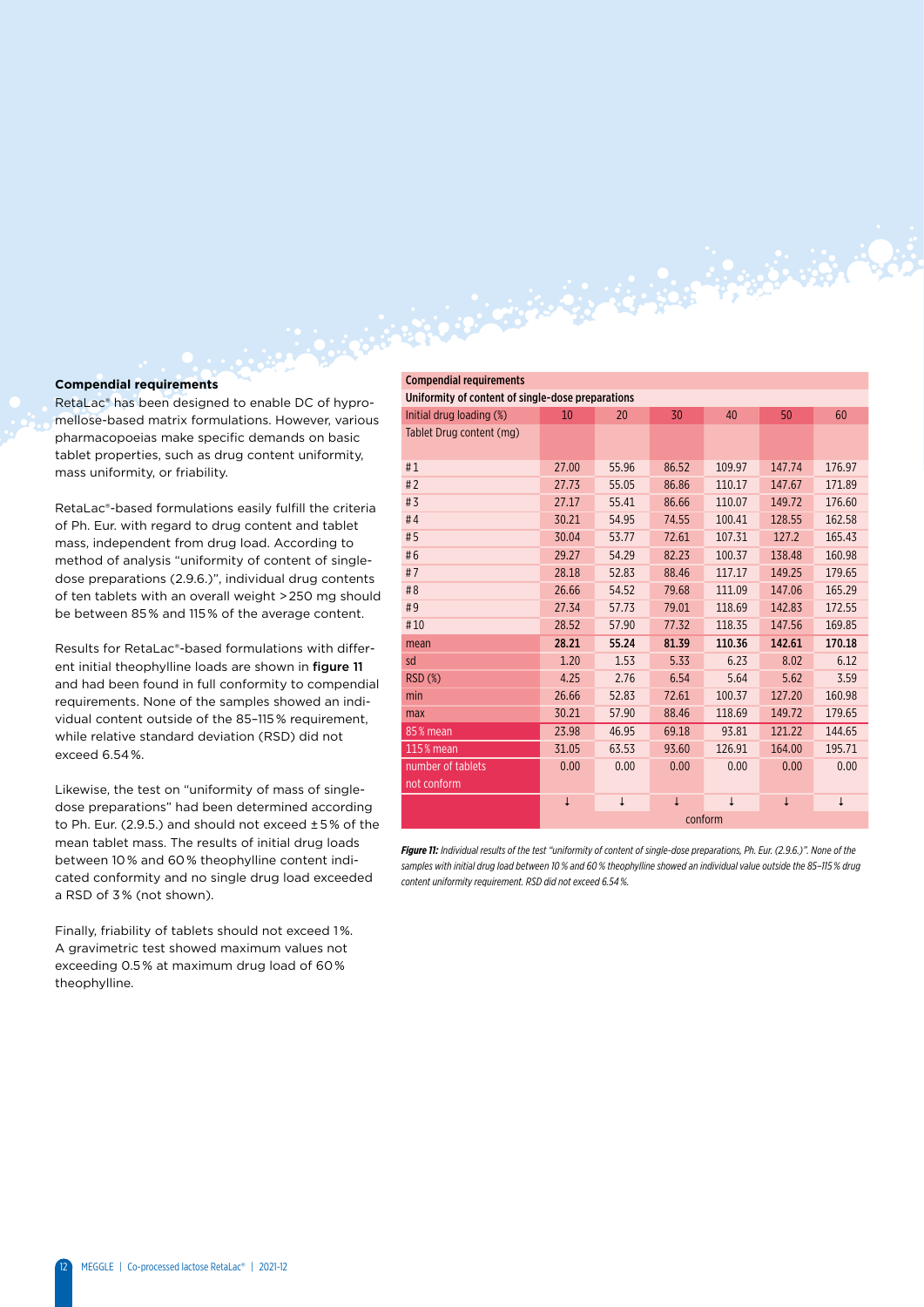### Compendial requirements

RetaLac® has been designed to enable DC of hypromellose-based matrix formulations. However, various pharmacopoeias make specific demands on basic tablet properties, such as drug content uniformity, mass uniformity, or friability.

RetaLac®-based formulations easily fulfill the criteria of Ph. Eur. with regard to drug content and tablet mass, independent from drug load. According to method of analysis "uniformity of content of single-dose preparations (2.9.6.)", individual drug contents of ten tablets with an overall weight >250 mg should be between 85% and 115% of the average content.

Results for RetaLac®-based formulations with different initial theophylline loads are shown in **figure 11** and had been found in full conformity to compendial requirements. None of the samples showed an individual content outside of the 85–115% requirement, while relative standard deviation (RSD) did not exceed 6.54%.

Likewise, the test on "uniformity of mass of single-dose preparations" had been determined according to Ph. Eur. (2.9.5.) and should not exceed ±5% of the mean tablet mass. The results of initial drug loads between 10% and 60% theophylline content indicated conformity and no single drug load exceeded a RSD of 3% (not shown).

Finally, friability of tablets should not exceed 1%. A gravimetric test showed maximum values not exceeding 0.5% at maximum drug load of 60% theophylline.

| Compendial requirements | | | | | | |
|---|---|---|---|---|---|---|
| Uniformity of content of single-dose preparations | | | | | | |
| Initial drug loading (%) | 10 | 20 | 30 | 40 | 50 | 60 |
| Tablet Drug content (mg) | | | | | | |
| #1 | 27.00 | 55.96 | 86.52 | 109.97 | 147.74 | 176.97 |
| #2 | 27.73 | 55.05 | 86.86 | 110.17 | 147.67 | 171.89 |
| #3 | 27.17 | 55.41 | 86.66 | 110.07 | 149.72 | 176.60 |
| #4 | 30.21 | 54.95 | 74.55 | 100.41 | 128.55 | 162.58 |
| #5 | 30.04 | 53.77 | 72.61 | 107.31 | 127.2 | 165.43 |
| #6 | 29.27 | 54.29 | 82.23 | 100.37 | 138.48 | 160.98 |
| #7 | 28.18 | 52.83 | 88.46 | 117.17 | 149.25 | 179.65 |
| #8 | 26.66 | 54.52 | 79.68 | 111.09 | 147.06 | 165.29 |
| #9 | 27.34 | 57.73 | 79.01 | 118.69 | 142.83 | 172.55 |
| #10 | 28.52 | 57.90 | 77.32 | 118.35 | 147.56 | 169.85 |
| mean | **28.21** | **55.24** | **81.39** | **110.36** | **142.61** | **170.18** |
| sd | 1.20 | 1.53 | 5.33 | 6.23 | 8.02 | 6.12 |
| RSD (%) | 4.25 | 2.76 | 6.54 | 5.64 | 5.62 | 3.59 |
| min | 26.66 | 52.83 | 72.61 | 100.37 | 127.20 | 160.98 |
| max | 30.21 | 57.90 | 88.46 | 118.69 | 149.72 | 179.65 |
| 85% mean | 23.98 | 46.95 | 69.18 | 93.81 | 121.22 | 144.65 |
| 115% mean | 31.05 | 63.53 | 93.60 | 126.91 | 164.00 | 195.71 |
| number of tablets not conform | 0.00 | 0.00 | 0.00 | 0.00 | 0.00 | 0.00 |
| | ↓ | ↓ | ↓ | ↓ | ↓ | ↓ |
| | conform | | | | | |

***Figure 11:*** *Individual results of the test "uniformity of content of single-dose preparations, Ph. Eur. (2.9.6.)". None of the samples with initial drug load between 10% and 60% theophylline showed an individual value outside the 85–115% drug content uniformity requirement. RSD did not exceed 6.54%.*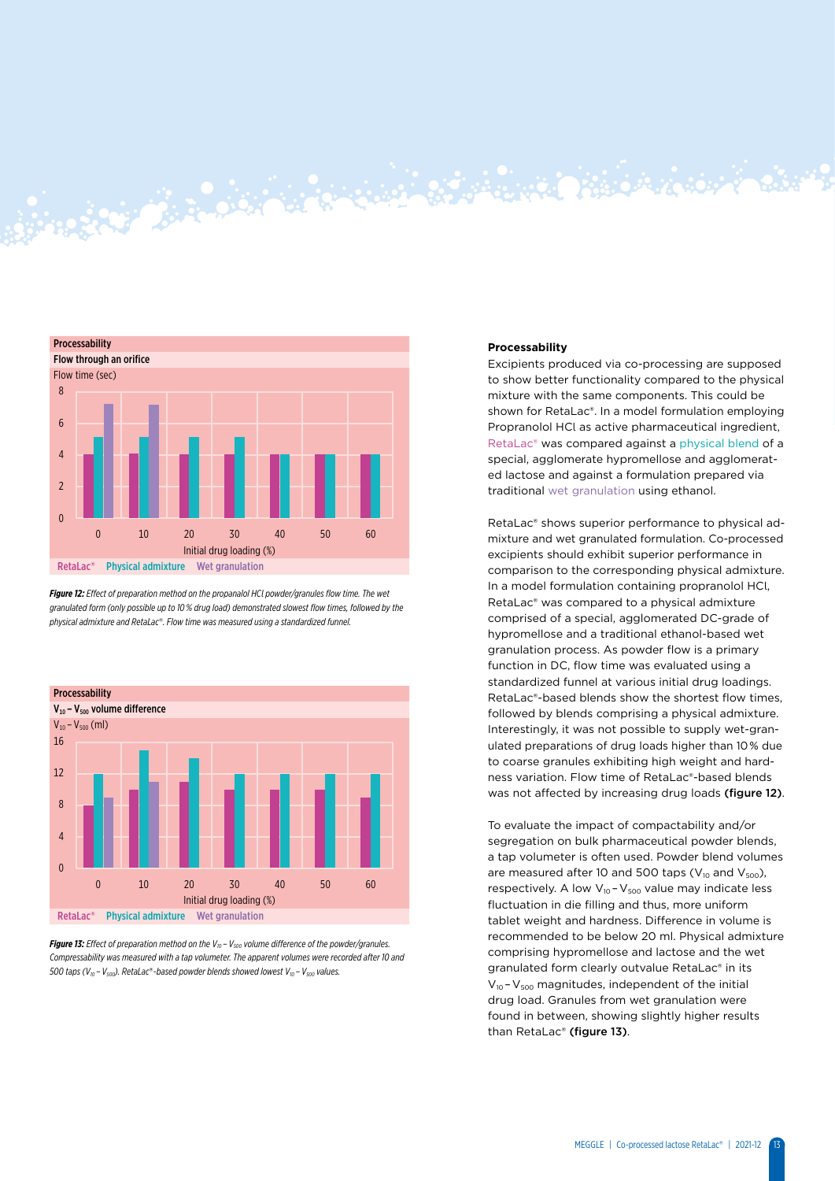Figure 12: Effect of preparation method on the propanalol HCl powder/granules flow time. The wet granulated form (only possible up to 10 % drug load) demonstrated slowest flow times, followed by the physical admixture and RetaLac®. Flow time was measured using a standardized funnel.

Figure 13: Effect of preparation method on the $V_{10} – V_{500}$ volume difference of the powder/granules. Compressability was measured with a tap volumeter. The apparent volumes were recorded after 10 and 500 taps ($V_{10} – V_{500}$). RetaLac®-based powder blends showed lowest $V_{10} – V_{500}$ values.

**Processability**

Excipients produced via co-processing are supposed to show better functionality compared to the physical mixture with the same components. This could be shown for RetaLac®. In a model formulation employing Propranolol HCl as active pharmaceutical ingredient, RetaLac® was compared against a physical blend of a special, agglomerate hypromellose and agglomerated lactose and against a formulation prepared via traditional wet granulation using ethanol.

RetaLac® shows superior performance to physical admixture and wet granulated formulation. Co-processed excipients should exhibit superior performance in comparison to the corresponding physical admixture. In a model formulation containing propranolol HCl, RetaLac® was compared to a physical admixture comprised of a special, agglomerated DC-grade of hypromellose and a traditional ethanol-based wet granulation process. As powder flow is a primary function in DC, flow time was evaluated using a standardized funnel at various initial drug loadings. RetaLac®-based blends show the shortest flow times, followed by blends comprising a physical admixture. Interestingly, it was not possible to supply wet-granulated preparations of drug loads higher than 10 % due to coarse granules exhibiting high weight and hardness variation. Flow time of RetaLac®-based blends was not affected by increasing drug loads **(figure 12)**.

To evaluate the impact of compactability and/or segregation on bulk pharmaceutical powder blends, a tap volumeter is often used. Powder blend volumes are measured after 10 and 500 taps ($V_{10}$ and $V_{500}$), respectively. A low $V_{10} – V_{500}$ value may indicate less fluctuation in die filling and thus, more uniform tablet weight and hardness. Difference in volume is recommended to be below 20 ml. Physical admixture comprising hypromellose and lactose and the wet granulated form clearly outvalue RetaLac® in its $V_{10} – V_{500}$ magnitudes, independent of the initial drug load. Granules from wet granulation were found in between, showing slightly higher results than RetaLac® **(figure 13)**.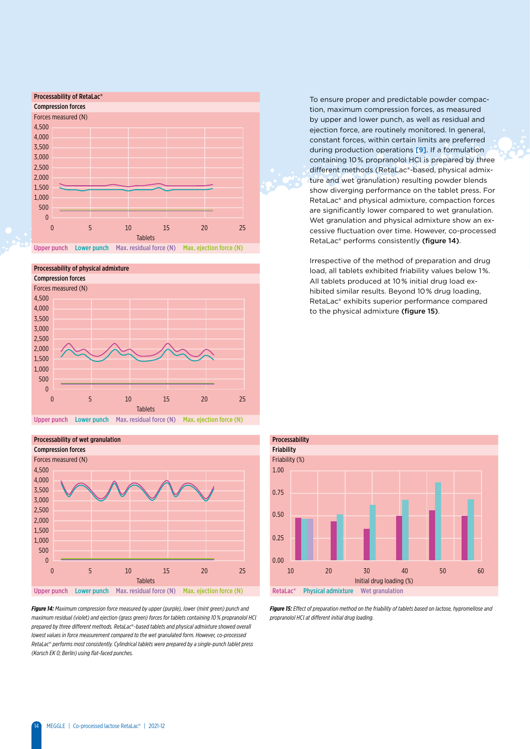To ensure proper and predictable powder compaction, maximum compression forces, as measured by upper and lower punch, as well as residual and ejection force, are routinely monitored. In general, constant forces, within certain limits are preferred during production operations [9]. If a formulation containing 10 % propranolol HCl is prepared by three different methods (RetaLac®-based, physical admixture and wet granulation) resulting powder blends show diverging performance on the tablet press. For RetaLac® and physical admixture, compaction forces are significantly lower compared to wet granulation. Wet granulation and physical admixture show an excessive fluctuation over time. However, co-processed RetaLac® performs consistently **(figure 14)**.

Irrespective of the method of preparation and drug load, all tablets exhibited friability values below 1 %. All tablets produced at 10 % initial drug load exhibited similar results. Beyond 10 % drug loading, RetaLac® exhibits superior performance compared to the physical admixture **(figure 15)**.

*Figure 14: Maximum compression force measured by upper (purple), lower (mint green) punch and maximum residual (violet) and ejection (grass green) forces for tablets containing 10 % propranolol HCl prepared by three different methods. RetaLac®-based tablets and physical admixture showed overall lowest values in force measurement compared to the wet granulated form. However, co-processed RetaLac® performs most consistently. Cylindrical tablets were prepared by a single-punch tablet press (Korsch EK 0; Berlin) using flat-faced punches.*

*Figure 15: Effect of preparation method on the friability of tablets based on lactose, hypromellose and propranolol HCl at different initial drug loading.*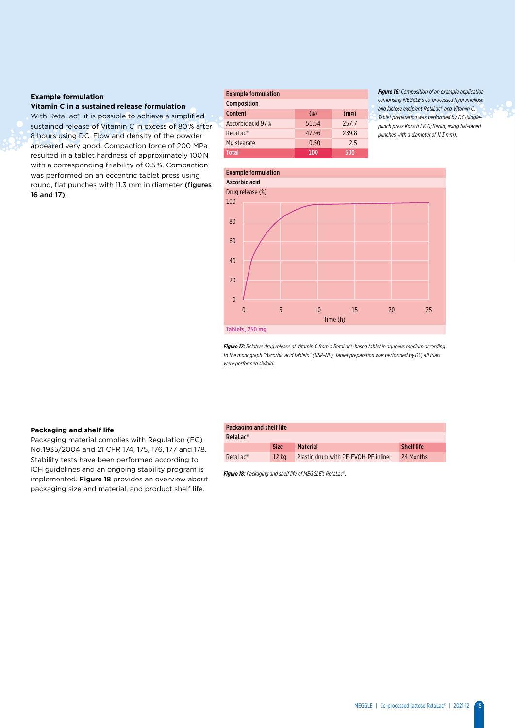### Example formulation

**Vitamin C in a sustained release formulation**

With RetaLac®, it is possible to achieve a simplified sustained release of Vitamin C in excess of 80 % after 8 hours using DC. Flow and density of the powder appeared very good. Compaction force of 200 MPa resulted in a tablet hardness of approximately 100 N with a corresponding friability of 0.5 %. Compaction was performed on an eccentric tablet press using round, flat punches with 11.3 mm in diameter **(figures 16 and 17)**.

| Example formulation | | |
|---|---|---|
| **Composition** | | |
| **Content** | **(%)** | **(mg)** |
| Ascorbic acid 97 % | 51.54 | 257.7 |
| RetaLac® | 47.96 | 239.8 |
| Mg stearate | 0.50 | 2.5 |
| **Total** | **100** | **500** |

***Figure 16:*** *Composition of an example application comprising MEGGLE's co-processed hypromellose and lactose excipient RetaLac® and Vitamin C. Tablet preparation was performed by DC (single-punch press Korsch EK 0; Berlin, using flat-faced punches with a diameter of 11.3 mm).*

**Example formulation**

**Ascorbic acid**

Drug release (%) vs. Time (h); Tablets, 250 mg

***Figure 17:*** *Relative drug release of Vitamin C from a RetaLac®-based tablet in aqueous medium according to the monograph "Ascorbic acid tablets" (USP-NF). Tablet preparation was performed by DC, all trials were performed sixfold.*

### Packaging and shelf life

Packaging material complies with Regulation (EC) No. 1935/2004 and 21 CFR 174, 175, 176, 177 and 178. Stability tests have been performed according to ICH guidelines and an ongoing stability program is implemented. **Figure 18** provides an overview about packaging size and material, and product shelf life.

| Packaging and shelf life | | | |
|---|---|---|---|
| **RetaLac®** | | | |
| | **Size** | **Material** | **Shelf life** |
| RetaLac® | 12 kg | Plastic drum with PE-EVOH-PE inliner | 24 Months |

***Figure 18:*** *Packaging and shelf life of MEGGLE's RetaLac®.*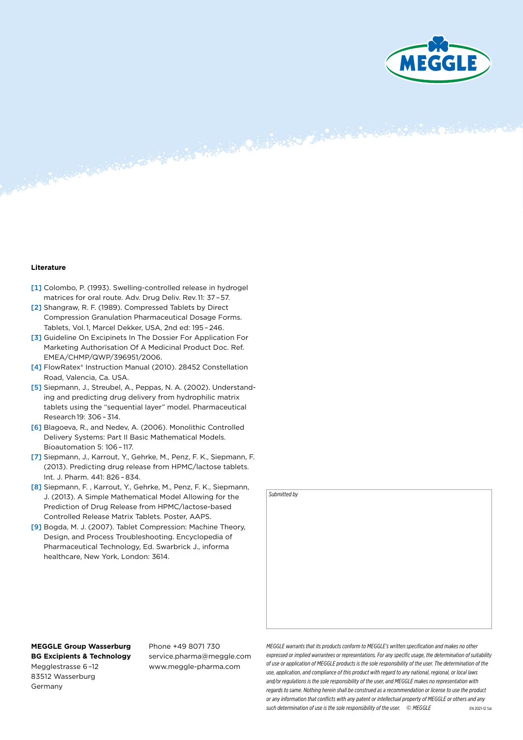**Literature**

[1] Colombo, P. (1993). Swelling-controlled release in hydrogel matrices for oral route. Adv. Drug Deliv. Rev. 11: 37 – 57.

[2] Shangraw, R. F. (1989). Compressed Tablets by Direct Compression Granulation Pharmaceutical Dosage Forms. Tablets, Vol. 1, Marcel Dekker, USA, 2nd ed: 195 – 246.

[3] Guideline On Excipinets In The Dossier For Application For Marketing Authorisation Of A Medicinal Product Doc. Ref. EMEA/CHMP/QWP/396951/2006.

[4] FlowRatex® Instruction Manual (2010). 28452 Constellation Road, Valencia, Ca. USA.

[5] Siepmann, J., Streubel, A., Peppas, N. A. (2002). Understanding and predicting drug delivery from hydrophilic matrix tablets using the "sequential layer" model. Pharmaceutical Research 19: 306 – 314.

[6] Blagoeva, R., and Nedev, A. (2006). Monolithic Controlled Delivery Systems: Part II Basic Mathematical Models. Bioautomation 5: 106 – 117.

[7] Siepmann, J., Karrout, Y., Gehrke, M., Penz, F. K., Siepmann, F. (2013). Predicting drug release from HPMC/lactose tablets. Int. J. Pharm. 441: 826 – 834.

[8] Siepmann, F. , Karrout, Y., Gehrke, M., Penz, F. K., Siepmann, J. (2013). A Simple Mathematical Model Allowing for the Prediction of Drug Release from HPMC/lactose-based Controlled Release Matrix Tablets. Poster, AAPS.

[9] Bogda, M. J. (2007). Tablet Compression: Machine Theory, Design, and Process Troubleshooting. Encyclopedia of Pharmaceutical Technology, Ed. Swarbrick J., informa healthcare, New York, London: 3614.

*Submitted by*

**MEGGLE Group Wasserburg**
**BG Excipients & Technology**
Megglestrasse 6 – 12
83512 Wasserburg
Germany

Phone +49 8071 730
service.pharma@meggle.com
www.meggle-pharma.com

*MEGGLE warrants that its products conform to MEGGLE's written specification and makes no other expressed or implied warrantees or representations. For any specific usage, the determination of suitability of use or application of MEGGLE products is the sole responsibility of the user. The determination of the use, application, and compliance of this product with regard to any national, regional, or local laws and/or regulations is the sole responsibility of the user, and MEGGLE makes no representation with regards to same. Nothing herein shall be construed as a recommendation or license to use the product or any information that conflicts with any patent or intellectual property of MEGGLE or others and any such determination of use is the sole responsibility of the user. © MEGGLE*

EN 2021-12 Sai